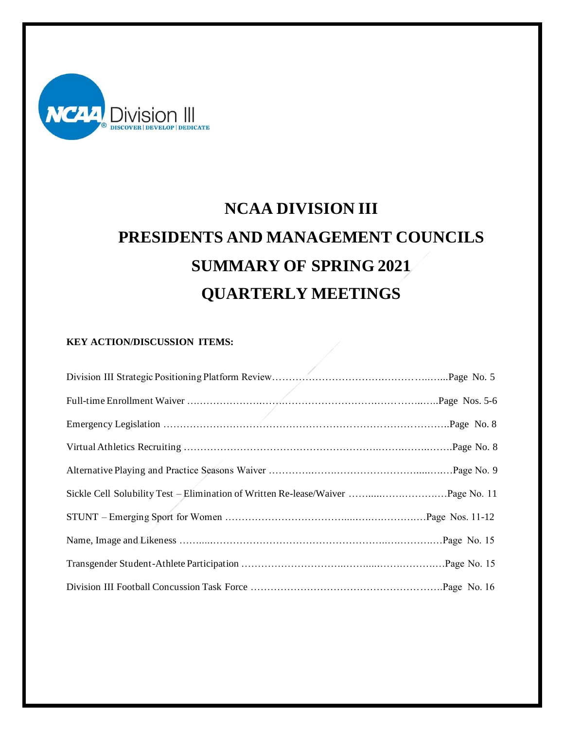# NCAA DIVISION III

# PRESIDENTS AND MANAGEMENT COUNCILS

# SUMMARY OF SPRING 2021

# QUARTERLY MEETINGS

**KEY ACTION/DISCUSSION ITEMS:**

Division III Strategic Positioning Platform Review……………………………………………….Page No. 5

Full-time Enrollment Waiver ……………………………………………………………………..Page Nos. 5-6

Emergency Legislation ………………………………………………………………………….Page No. 8

Virtual Athletics Recruiting ……………………………………………………………………..Page No. 8

Alternative Playing and Practice Seasons Waiver ………………………………………………Page No. 9

Sickle Cell Solubility Test – Elimination of Written Re-lease/Waiver ……………………………Page No. 11

STUNT – Emerging Sport for Women …………………………………………………………Page Nos. 11-12

Name, Image and Likeness ………………………………………………………………………Page No. 15

Transgender Student-Athlete Participation ………………………………………………………Page No. 15

Division III Football Concussion Task Force ……………………………………………………Page No. 16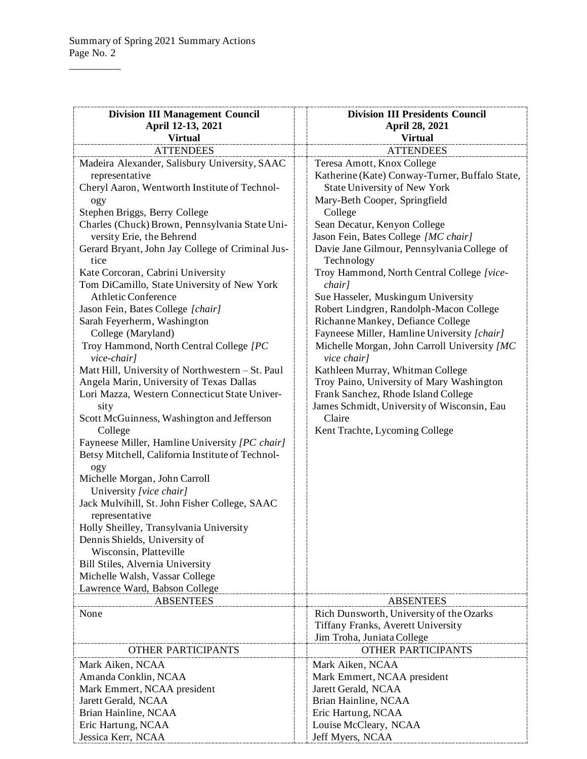| Division III Management Council<br>April 12-13, 2021<br>Virtual | Division III Presidents Council<br>April 28, 2021<br>Virtual |
|---|---|
| ATTENDEES | ATTENDEES |
| Madeira Alexander, Salisbury University, SAAC representative<br>Cheryl Aaron, Wentworth Institute of Technology<br>Stephen Briggs, Berry College<br>Charles (Chuck) Brown, Pennsylvania State University Erie, the Behrend<br>Gerard Bryant, John Jay College of Criminal Justice<br>Kate Corcoran, Cabrini University<br>Tom DiCamillo, State University of New York Athletic Conference<br>Jason Fein, Bates College *[chair]*<br>Sarah Feyerherm, Washington College (Maryland)<br>Troy Hammond, North Central College *[PC vice-chair]*<br>Matt Hill, University of Northwestern – St. Paul<br>Angela Marin, University of Texas Dallas<br>Lori Mazza, Western Connecticut State University<br>Scott McGuinness, Washington and Jefferson College<br>Fayneese Miller, Hamline University *[PC chair]*<br>Betsy Mitchell, California Institute of Technology<br>Michelle Morgan, John Carroll University *[vice chair]*<br>Jack Mulvihill, St. John Fisher College, SAAC representative<br>Holly Sheilley, Transylvania University<br>Dennis Shields, University of Wisconsin, Platteville<br>Bill Stiles, Alvernia University<br>Michelle Walsh, Vassar College<br>Lawrence Ward, Babson College | Teresa Amott, Knox College<br>Katherine (Kate) Conway-Turner, Buffalo State, State University of New York<br>Mary-Beth Cooper, Springfield College<br>Sean Decatur, Kenyon College<br>Jason Fein, Bates College *[MC chair]*<br>Davie Jane Gilmour, Pennsylvania College of Technology<br>Troy Hammond, North Central College *[vice-chair]*<br>Sue Hasseler, Muskingum University<br>Robert Lindgren, Randolph-Macon College<br>Richanne Mankey, Defiance College<br>Fayneese Miller, Hamline University *[chair]*<br>Michelle Morgan, John Carroll University *[MC vice chair]*<br>Kathleen Murray, Whitman College<br>Troy Paino, University of Mary Washington<br>Frank Sanchez, Rhode Island College<br>James Schmidt, University of Wisconsin, Eau Claire<br>Kent Trachte, Lycoming College |
| ABSENTEES | ABSENTEES |
| None | Rich Dunsworth, University of the Ozarks<br>Tiffany Franks, Averett University<br>Jim Troha, Juniata College |
| OTHER PARTICIPANTS | OTHER PARTICIPANTS |
| Mark Aiken, NCAA<br>Amanda Conklin, NCAA<br>Mark Emmert, NCAA president<br>Jarett Gerald, NCAA<br>Brian Hainline, NCAA<br>Eric Hartung, NCAA<br>Jessica Kerr, NCAA | Mark Aiken, NCAA<br>Mark Emmert, NCAA president<br>Jarett Gerald, NCAA<br>Brian Hainline, NCAA<br>Eric Hartung, NCAA<br>Louise McCleary, NCAA<br>Jeff Myers, NCAA |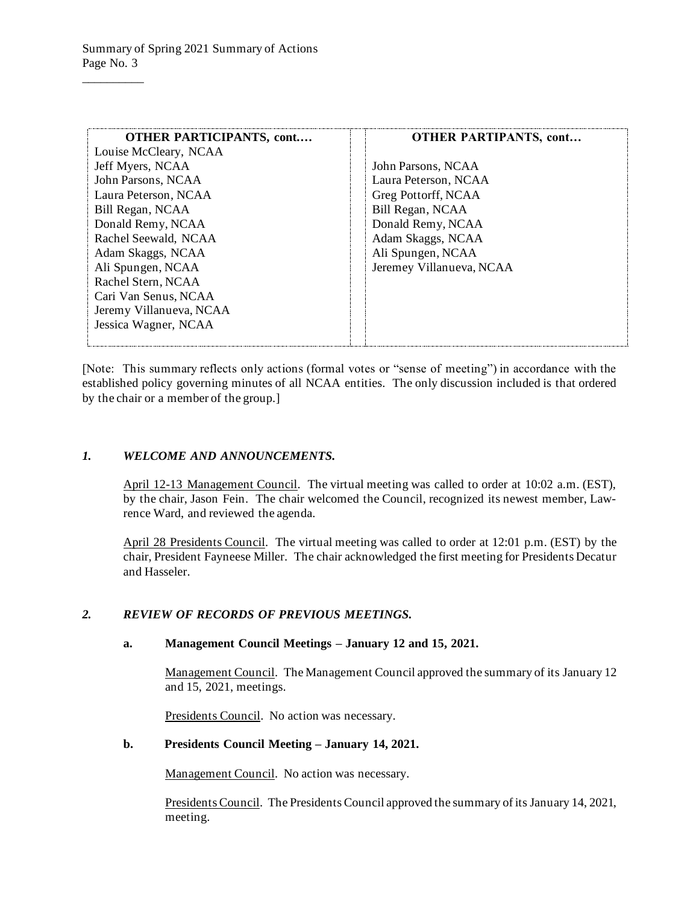| OTHER PARTICIPANTS, cont.… | OTHER PARTIPANTS, cont… |
| --- | --- |
| Louise McCleary, NCAA | |
| Jeff Myers, NCAA | John Parsons, NCAA |
| John Parsons, NCAA | Laura Peterson, NCAA |
| Laura Peterson, NCAA | Greg Pottorff, NCAA |
| Bill Regan, NCAA | Bill Regan, NCAA |
| Donald Remy, NCAA | Donald Remy, NCAA |
| Rachel Seewald, NCAA | Adam Skaggs, NCAA |
| Adam Skaggs, NCAA | Ali Spungen, NCAA |
| Ali Spungen, NCAA | Jeremey Villanueva, NCAA |
| Rachel Stern, NCAA | |
| Cari Van Senus, NCAA | |
| Jeremy Villanueva, NCAA | |
| Jessica Wagner, NCAA | |

[Note: This summary reflects only actions (formal votes or "sense of meeting") in accordance with the established policy governing minutes of all NCAA entities. The only discussion included is that ordered by the chair or a member of the group.]

## *1. WELCOME AND ANNOUNCEMENTS.*

April 12-13 Management Council. The virtual meeting was called to order at 10:02 a.m. (EST), by the chair, Jason Fein. The chair welcomed the Council, recognized its newest member, Lawrence Ward, and reviewed the agenda.

April 28 Presidents Council. The virtual meeting was called to order at 12:01 p.m. (EST) by the chair, President Fayneese Miller. The chair acknowledged the first meeting for Presidents Decatur and Hasseler.

## *2. REVIEW OF RECORDS OF PREVIOUS MEETINGS.*

### a. Management Council Meetings – January 12 and 15, 2021.

Management Council. The Management Council approved the summary of its January 12 and 15, 2021, meetings.

Presidents Council. No action was necessary.

### b. Presidents Council Meeting – January 14, 2021.

Management Council. No action was necessary.

Presidents Council. The Presidents Council approved the summary of its January 14, 2021, meeting.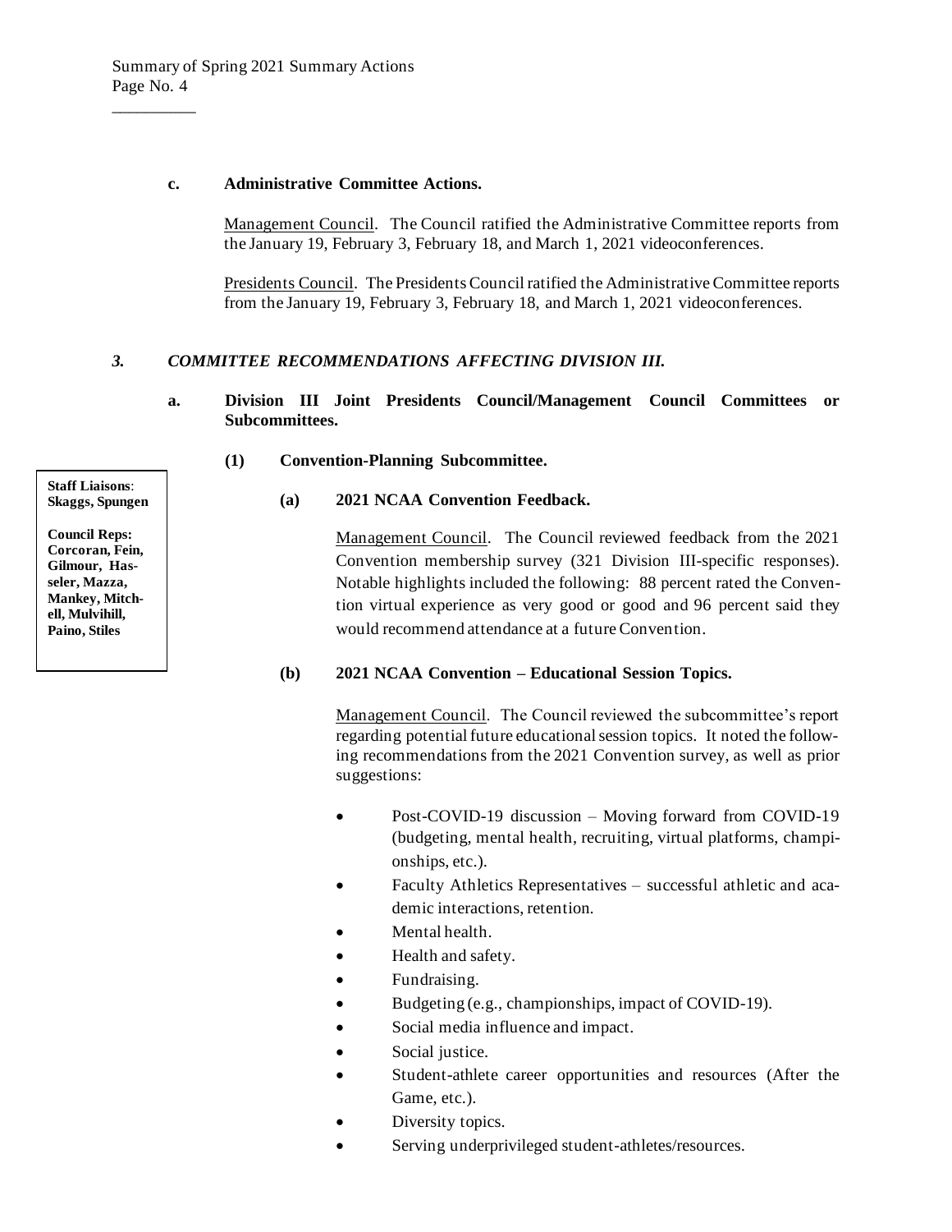**c. Administrative Committee Actions.**

Management Council. The Council ratified the Administrative Committee reports from the January 19, February 3, February 18, and March 1, 2021 videoconferences.

Presidents Council. The Presidents Council ratified the Administrative Committee reports from the January 19, February 3, February 18, and March 1, 2021 videoconferences.

***3. COMMITTEE RECOMMENDATIONS AFFECTING DIVISION III.***

**a. Division III Joint Presidents Council/Management Council Committees or Subcommittees.**

**(1) Convention-Planning Subcommittee.**

**Staff Liaisons**: **Skaggs, Spungen**

**Council Reps: Corcoran, Fein, Gilmour, Hasseler, Mazza, Mankey, Mitchell, Mulvihill, Paino, Stiles**

**(a) 2021 NCAA Convention Feedback.**

Management Council. The Council reviewed feedback from the 2021 Convention membership survey (321 Division III-specific responses). Notable highlights included the following: 88 percent rated the Convention virtual experience as very good or good and 96 percent said they would recommend attendance at a future Convention.

**(b) 2021 NCAA Convention – Educational Session Topics.**

Management Council. The Council reviewed the subcommittee's report regarding potential future educational session topics. It noted the following recommendations from the 2021 Convention survey, as well as prior suggestions:

- Post-COVID-19 discussion – Moving forward from COVID-19 (budgeting, mental health, recruiting, virtual platforms, championships, etc.).
- Faculty Athletics Representatives – successful athletic and academic interactions, retention.
- Mental health.
- Health and safety.
- Fundraising.
- Budgeting (e.g., championships, impact of COVID-19).
- Social media influence and impact.
- Social justice.
- Student-athlete career opportunities and resources (After the Game, etc.).
- Diversity topics.
- Serving underprivileged student-athletes/resources.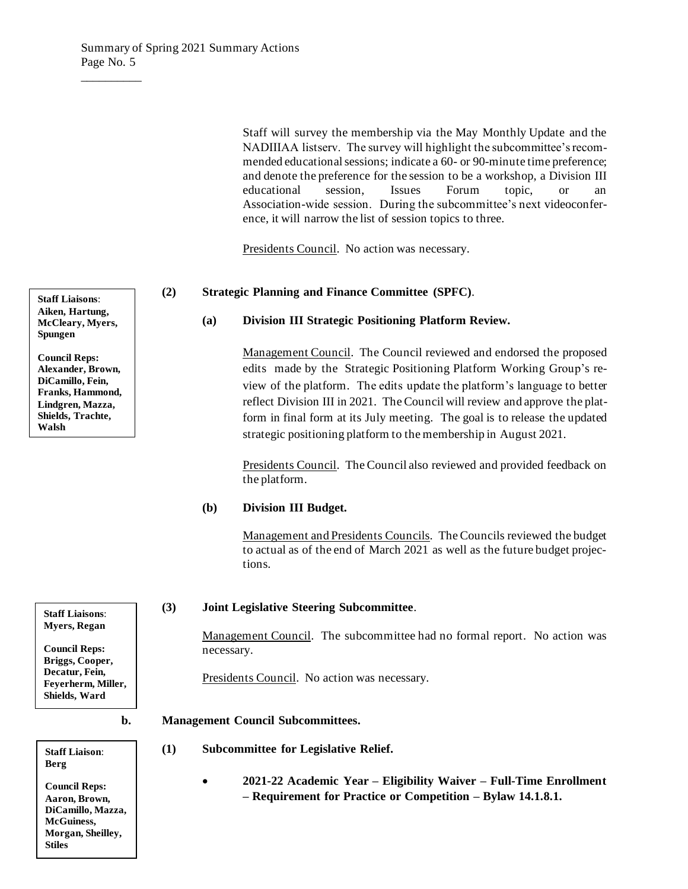Staff will survey the membership via the May Monthly Update and the NADIIIAA listserv. The survey will highlight the subcommittee's recommended educational sessions; indicate a 60- or 90-minute time preference; and denote the preference for the session to be a workshop, a Division III educational session, Issues Forum topic, or an Association-wide session. During the subcommittee's next videoconference, it will narrow the list of session topics to three.

Presidents Council. No action was necessary.

**Staff Liaisons**: **Aiken, Hartung, McCleary, Myers, Spungen**

**Council Reps: Alexander, Brown, DiCamillo, Fein, Franks, Hammond, Lindgren, Mazza, Shields, Trachte, Walsh**

**(2) Strategic Planning and Finance Committee (SPFC)**.

**(a) Division III Strategic Positioning Platform Review.**

Management Council. The Council reviewed and endorsed the proposed edits made by the Strategic Positioning Platform Working Group's review of the platform. The edits update the platform's language to better reflect Division III in 2021. The Council will review and approve the platform in final form at its July meeting. The goal is to release the updated strategic positioning platform to the membership in August 2021.

Presidents Council. The Council also reviewed and provided feedback on the platform.

**(b) Division III Budget.**

Management and Presidents Councils. The Councils reviewed the budget to actual as of the end of March 2021 as well as the future budget projections.

**Staff Liaisons**: **Myers, Regan**

**Council Reps: Briggs, Cooper, Decatur, Fein, Feyerherm, Miller, Shields, Ward**

**(3) Joint Legislative Steering Subcommittee**.

Management Council. The subcommittee had no formal report. No action was necessary.

Presidents Council. No action was necessary.

**b. Management Council Subcommittees.**

**Staff Liaison**: **Berg**

**Council Reps: Aaron, Brown, DiCamillo, Mazza, McGuiness, Morgan, Sheilley, Stiles**

**(1) Subcommittee for Legislative Relief.**

- **2021-22 Academic Year – Eligibility Waiver – Full-Time Enrollment – Requirement for Practice or Competition – Bylaw 14.1.8.1.**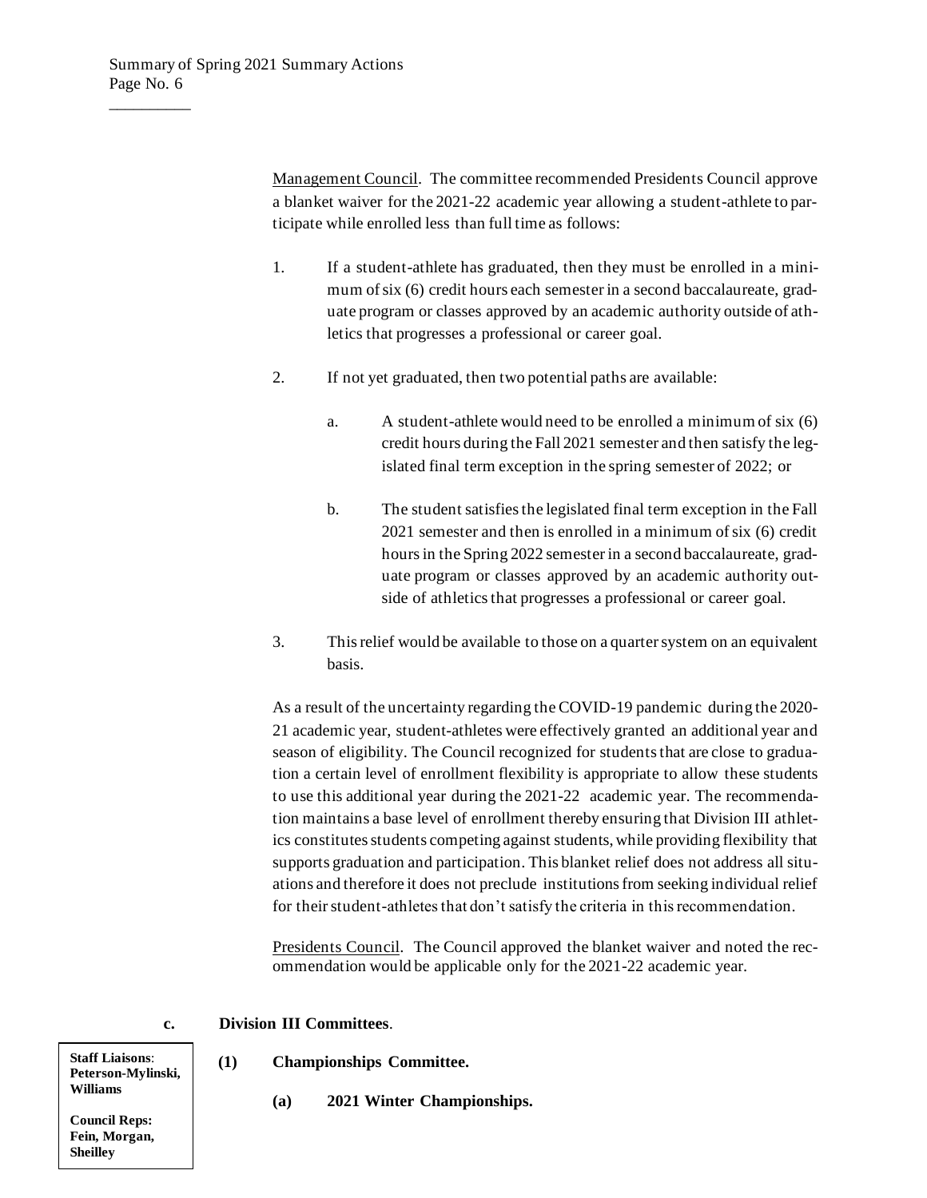Management Council. The committee recommended Presidents Council approve a blanket waiver for the 2021-22 academic year allowing a student-athlete to participate while enrolled less than full time as follows:

1. If a student-athlete has graduated, then they must be enrolled in a minimum of six (6) credit hours each semester in a second baccalaureate, graduate program or classes approved by an academic authority outside of athletics that progresses a professional or career goal.

2. If not yet graduated, then two potential paths are available:

   a. A student-athlete would need to be enrolled a minimum of six (6) credit hours during the Fall 2021 semester and then satisfy the legislated final term exception in the spring semester of 2022; or

   b. The student satisfies the legislated final term exception in the Fall 2021 semester and then is enrolled in a minimum of six (6) credit hours in the Spring 2022 semester in a second baccalaureate, graduate program or classes approved by an academic authority outside of athletics that progresses a professional or career goal.

3. This relief would be available to those on a quarter system on an equivalent basis.

As a result of the uncertainty regarding the COVID-19 pandemic during the 2020-21 academic year, student-athletes were effectively granted an additional year and season of eligibility. The Council recognized for students that are close to graduation a certain level of enrollment flexibility is appropriate to allow these students to use this additional year during the 2021-22 academic year. The recommendation maintains a base level of enrollment thereby ensuring that Division III athletics constitutes students competing against students, while providing flexibility that supports graduation and participation. This blanket relief does not address all situations and therefore it does not preclude institutions from seeking individual relief for their student-athletes that don't satisfy the criteria in this recommendation.

Presidents Council. The Council approved the blanket waiver and noted the recommendation would be applicable only for the 2021-22 academic year.

**c. Division III Committees**.

**Staff Liaisons**: **Peterson-Mylinski, Williams**

**Council Reps: Fein, Morgan, Sheilley**

**(1) Championships Committee.**

**(a) 2021 Winter Championships.**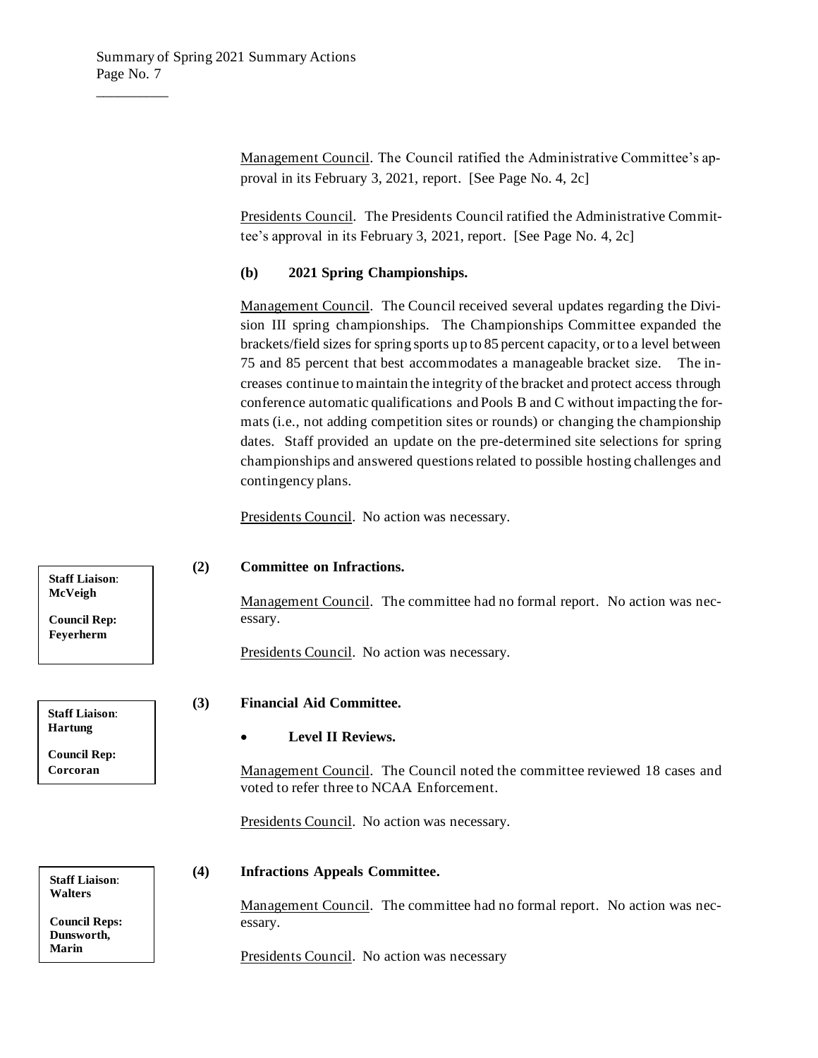Management Council. The Council ratified the Administrative Committee's approval in its February 3, 2021, report. [See Page No. 4, 2c]

Presidents Council. The Presidents Council ratified the Administrative Committee's approval in its February 3, 2021, report. [See Page No. 4, 2c]

**(b) 2021 Spring Championships.**

Management Council. The Council received several updates regarding the Division III spring championships. The Championships Committee expanded the brackets/field sizes for spring sports up to 85 percent capacity, or to a level between 75 and 85 percent that best accommodates a manageable bracket size. The increases continue to maintain the integrity of the bracket and protect access through conference automatic qualifications and Pools B and C without impacting the formats (i.e., not adding competition sites or rounds) or changing the championship dates. Staff provided an update on the pre-determined site selections for spring championships and answered questions related to possible hosting challenges and contingency plans.

Presidents Council. No action was necessary.

**Staff Liaison**: McVeigh
**Council Rep:** Feyerherm

**(2) Committee on Infractions.**

Management Council. The committee had no formal report. No action was necessary.

Presidents Council. No action was necessary.

**Staff Liaison**: Hartung
**Council Rep:** Corcoran

**(3) Financial Aid Committee.**

- **Level II Reviews.**

Management Council. The Council noted the committee reviewed 18 cases and voted to refer three to NCAA Enforcement.

Presidents Council. No action was necessary.

**Staff Liaison**: Walters
**Council Reps:** Dunsworth, Marin

**(4) Infractions Appeals Committee.**

Management Council. The committee had no formal report. No action was necessary.

Presidents Council. No action was necessary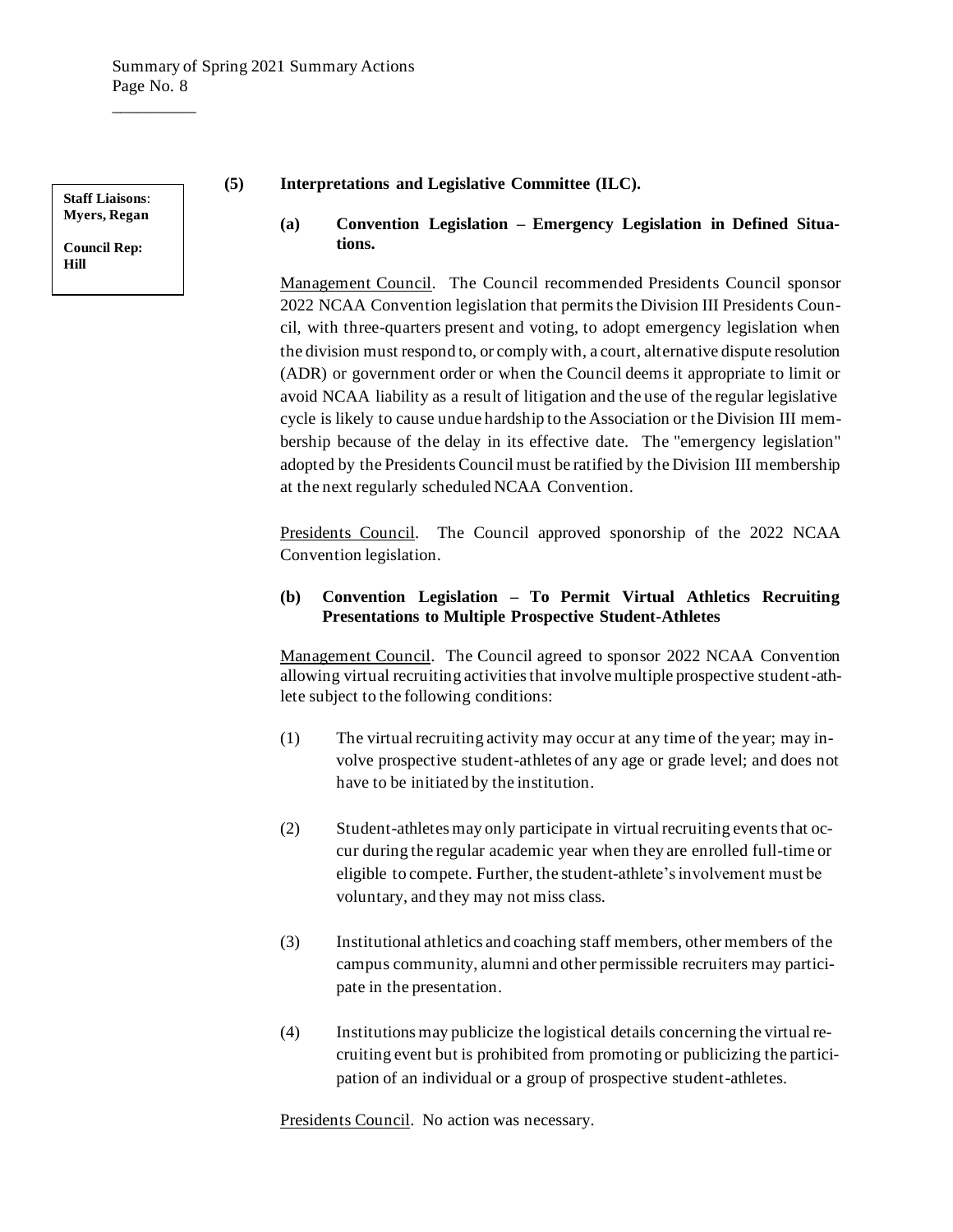**Staff Liaisons**: **Myers, Regan**

**Council Rep: Hill**

**(5) Interpretations and Legislative Committee (ILC).**

**(a) Convention Legislation – Emergency Legislation in Defined Situations.**

Management Council. The Council recommended Presidents Council sponsor 2022 NCAA Convention legislation that permits the Division III Presidents Council, with three-quarters present and voting, to adopt emergency legislation when the division must respond to, or comply with, a court, alternative dispute resolution (ADR) or government order or when the Council deems it appropriate to limit or avoid NCAA liability as a result of litigation and the use of the regular legislative cycle is likely to cause undue hardship to the Association or the Division III membership because of the delay in its effective date. The "emergency legislation" adopted by the Presidents Council must be ratified by the Division III membership at the next regularly scheduled NCAA Convention.

Presidents Council. The Council approved sponsorship of the 2022 NCAA Convention legislation.

**(b) Convention Legislation – To Permit Virtual Athletics Recruiting Presentations to Multiple Prospective Student-Athletes**

Management Council. The Council agreed to sponsor 2022 NCAA Convention allowing virtual recruiting activities that involve multiple prospective student-athlete subject to the following conditions:

(1) The virtual recruiting activity may occur at any time of the year; may involve prospective student-athletes of any age or grade level; and does not have to be initiated by the institution.

(2) Student-athletes may only participate in virtual recruiting events that occur during the regular academic year when they are enrolled full-time or eligible to compete. Further, the student-athlete's involvement must be voluntary, and they may not miss class.

(3) Institutional athletics and coaching staff members, other members of the campus community, alumni and other permissible recruiters may participate in the presentation.

(4) Institutions may publicize the logistical details concerning the virtual recruiting event but is prohibited from promoting or publicizing the participation of an individual or a group of prospective student-athletes.

Presidents Council. No action was necessary.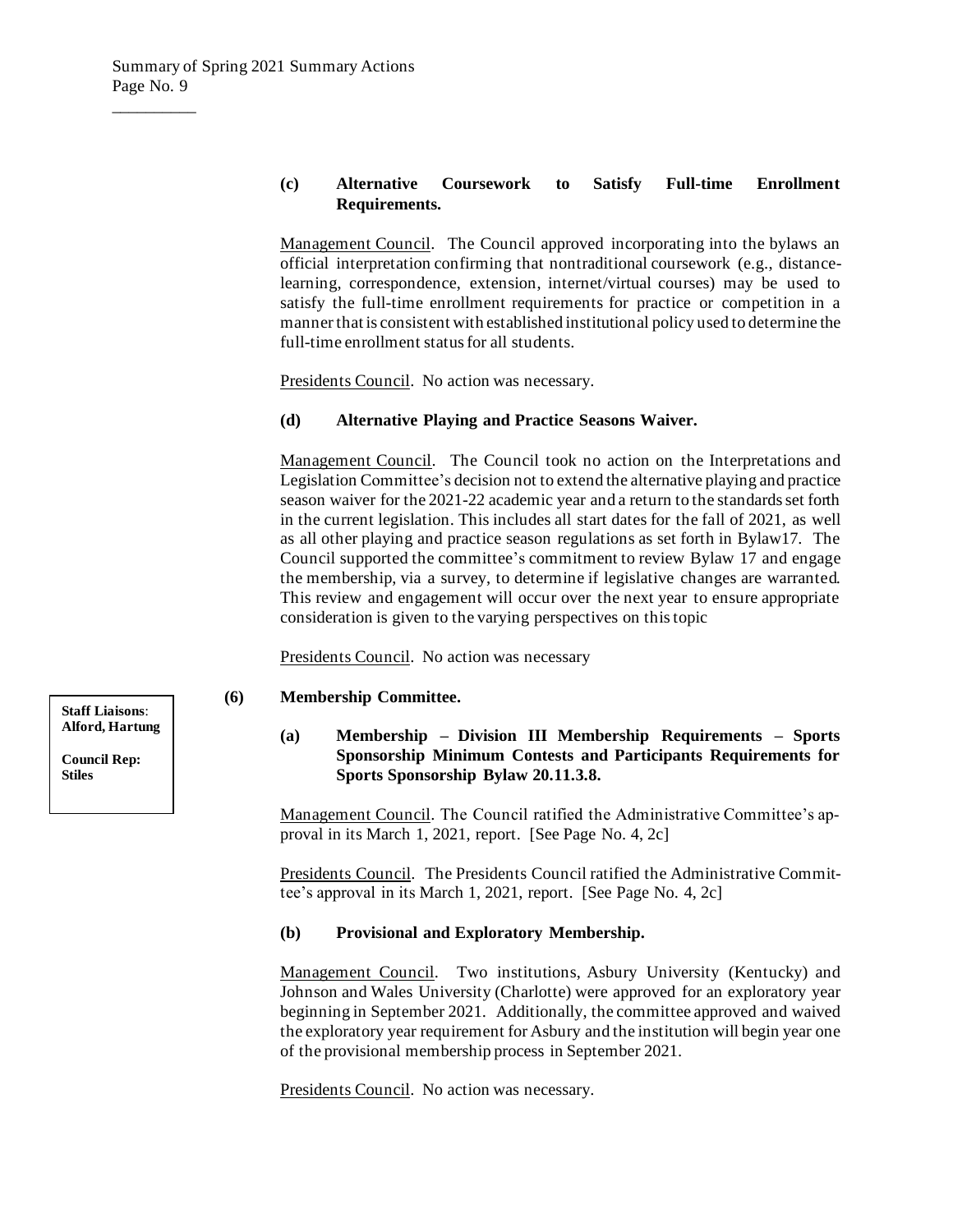**(c) Alternative Coursework to Satisfy Full-time Enrollment Requirements.**

Management Council. The Council approved incorporating into the bylaws an official interpretation confirming that nontraditional coursework (e.g., distance-learning, correspondence, extension, internet/virtual courses) may be used to satisfy the full-time enrollment requirements for practice or competition in a manner that is consistent with established institutional policy used to determine the full-time enrollment status for all students.

Presidents Council. No action was necessary.

**(d) Alternative Playing and Practice Seasons Waiver.**

Management Council. The Council took no action on the Interpretations and Legislation Committee's decision not to extend the alternative playing and practice season waiver for the 2021-22 academic year and a return to the standards set forth in the current legislation. This includes all start dates for the fall of 2021, as well as all other playing and practice season regulations as set forth in Bylaw17. The Council supported the committee's commitment to review Bylaw 17 and engage the membership, via a survey, to determine if legislative changes are warranted. This review and engagement will occur over the next year to ensure appropriate consideration is given to the varying perspectives on this topic

Presidents Council. No action was necessary

**Staff Liaisons**: **Alford, Hartung**

**Council Rep: Stiles**

**(6) Membership Committee.**

**(a) Membership – Division III Membership Requirements – Sports Sponsorship Minimum Contests and Participants Requirements for Sports Sponsorship Bylaw 20.11.3.8.**

Management Council. The Council ratified the Administrative Committee's approval in its March 1, 2021, report. [See Page No. 4, 2c]

Presidents Council. The Presidents Council ratified the Administrative Committee's approval in its March 1, 2021, report. [See Page No. 4, 2c]

**(b) Provisional and Exploratory Membership.**

Management Council. Two institutions, Asbury University (Kentucky) and Johnson and Wales University (Charlotte) were approved for an exploratory year beginning in September 2021. Additionally, the committee approved and waived the exploratory year requirement for Asbury and the institution will begin year one of the provisional membership process in September 2021.

Presidents Council. No action was necessary.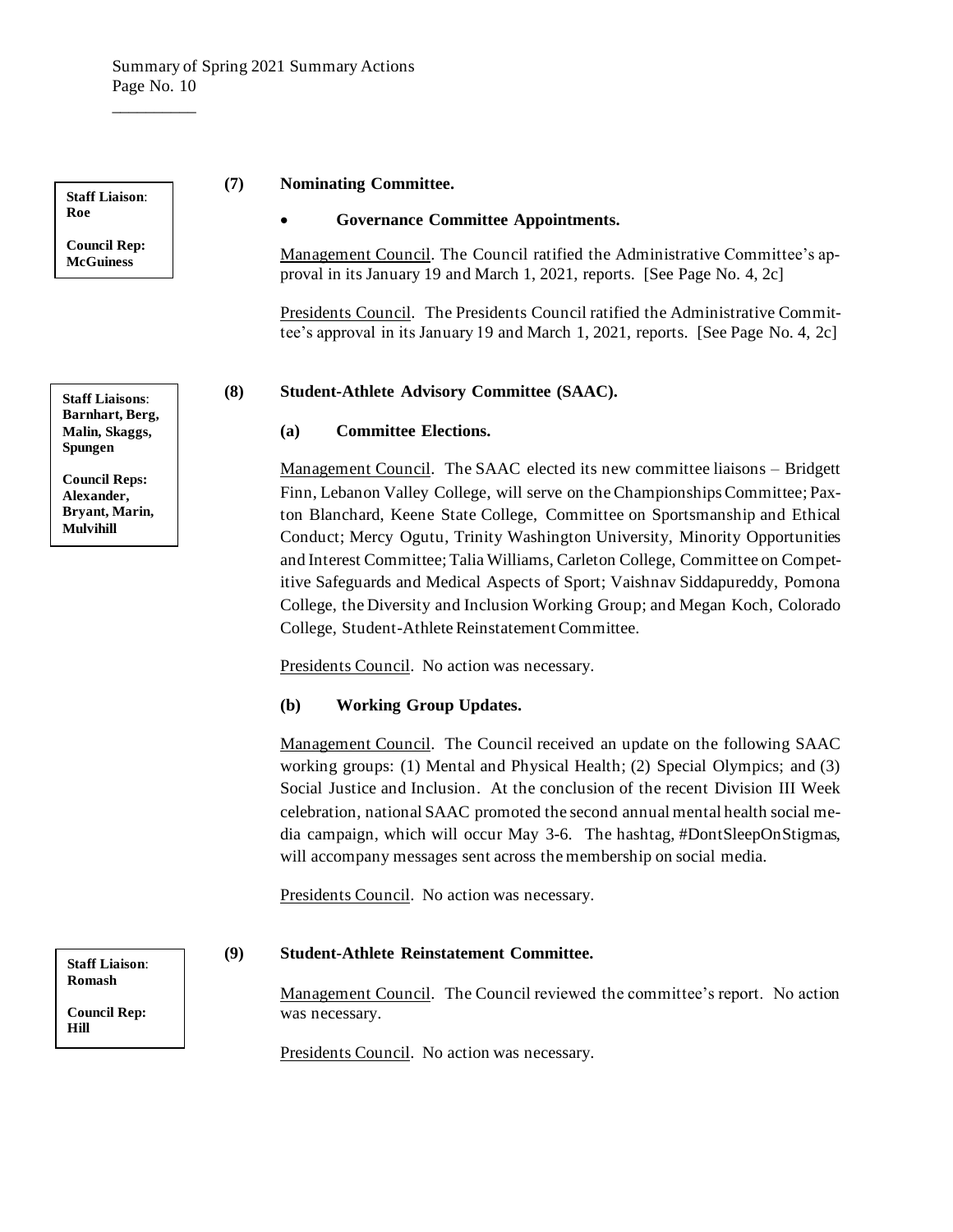**Staff Liaison**: **Roe**

**Council Rep: McGuiness**

**(7) Nominating Committee.**

- **Governance Committee Appointments.**

Management Council. The Council ratified the Administrative Committee's approval in its January 19 and March 1, 2021, reports. [See Page No. 4, 2c]

Presidents Council. The Presidents Council ratified the Administrative Committee's approval in its January 19 and March 1, 2021, reports. [See Page No. 4, 2c]

**Staff Liaisons**: **Barnhart, Berg, Malin, Skaggs, Spungen**

**Council Reps: Alexander, Bryant, Marin, Mulvihill**

**(8) Student-Athlete Advisory Committee (SAAC).**

**(a) Committee Elections.**

Management Council. The SAAC elected its new committee liaisons – Bridgett Finn, Lebanon Valley College, will serve on the Championships Committee; Paxton Blanchard, Keene State College, Committee on Sportsmanship and Ethical Conduct; Mercy Ogutu, Trinity Washington University, Minority Opportunities and Interest Committee; Talia Williams, Carleton College, Committee on Competitive Safeguards and Medical Aspects of Sport; Vaishnav Siddapureddy, Pomona College, the Diversity and Inclusion Working Group; and Megan Koch, Colorado College, Student-Athlete Reinstatement Committee.

Presidents Council. No action was necessary.

**(b) Working Group Updates.**

Management Council. The Council received an update on the following SAAC working groups: (1) Mental and Physical Health; (2) Special Olympics; and (3) Social Justice and Inclusion. At the conclusion of the recent Division III Week celebration, national SAAC promoted the second annual mental health social media campaign, which will occur May 3-6. The hashtag, #DontSleepOnStigmas, will accompany messages sent across the membership on social media.

Presidents Council. No action was necessary.

**Staff Liaison**: **Romash**

**Council Rep: Hill**

**(9) Student-Athlete Reinstatement Committee.**

Management Council. The Council reviewed the committee's report. No action was necessary.

Presidents Council. No action was necessary.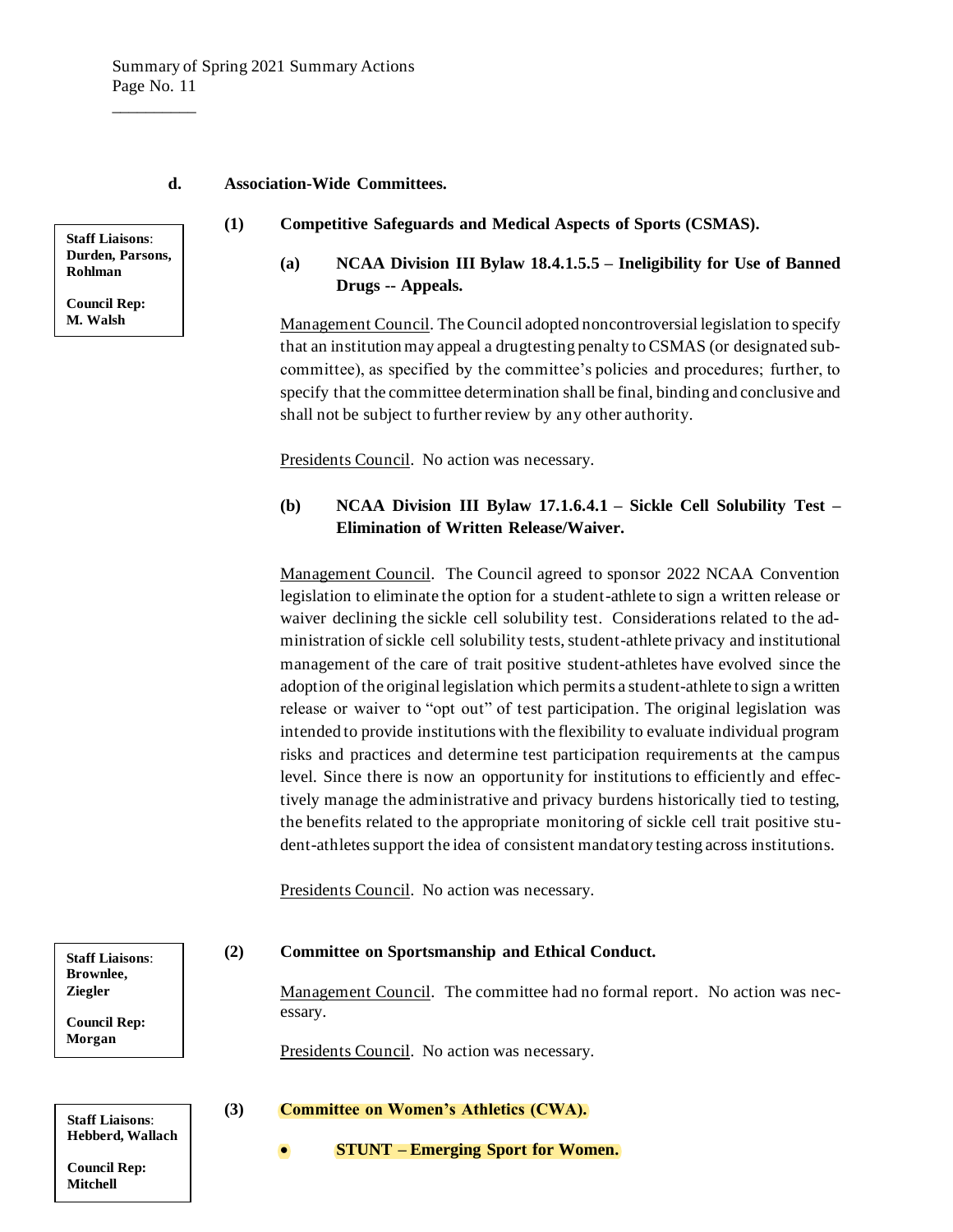**d. Association-Wide Committees.**

**Staff Liaisons**: **Durden, Parsons, Rohlman**

**Council Rep: M. Walsh**

**(1) Competitive Safeguards and Medical Aspects of Sports (CSMAS).**

**(a) NCAA Division III Bylaw 18.4.1.5.5 – Ineligibility for Use of Banned Drugs -- Appeals.**

Management Council. The Council adopted noncontroversial legislation to specify that an institution may appeal a drugtesting penalty to CSMAS (or designated subcommittee), as specified by the committee's policies and procedures; further, to specify that the committee determination shall be final, binding and conclusive and shall not be subject to further review by any other authority.

Presidents Council. No action was necessary.

**(b) NCAA Division III Bylaw 17.1.6.4.1 – Sickle Cell Solubility Test – Elimination of Written Release/Waiver.**

Management Council. The Council agreed to sponsor 2022 NCAA Convention legislation to eliminate the option for a student-athlete to sign a written release or waiver declining the sickle cell solubility test. Considerations related to the administration of sickle cell solubility tests, student-athlete privacy and institutional management of the care of trait positive student-athletes have evolved since the adoption of the original legislation which permits a student-athlete to sign a written release or waiver to "opt out" of test participation. The original legislation was intended to provide institutions with the flexibility to evaluate individual program risks and practices and determine test participation requirements at the campus level. Since there is now an opportunity for institutions to efficiently and effectively manage the administrative and privacy burdens historically tied to testing, the benefits related to the appropriate monitoring of sickle cell trait positive student-athletes support the idea of consistent mandatory testing across institutions.

Presidents Council. No action was necessary.

**Staff Liaisons**: **Brownlee, Ziegler**

**Council Rep: Morgan**

**(2) Committee on Sportsmanship and Ethical Conduct.**

Management Council. The committee had no formal report. No action was necessary.

Presidents Council. No action was necessary.

**Staff Liaisons**: **Hebberd, Wallach**

**Council Rep: Mitchell**

**(3) Committee on Women's Athletics (CWA).**

- **STUNT – Emerging Sport for Women.**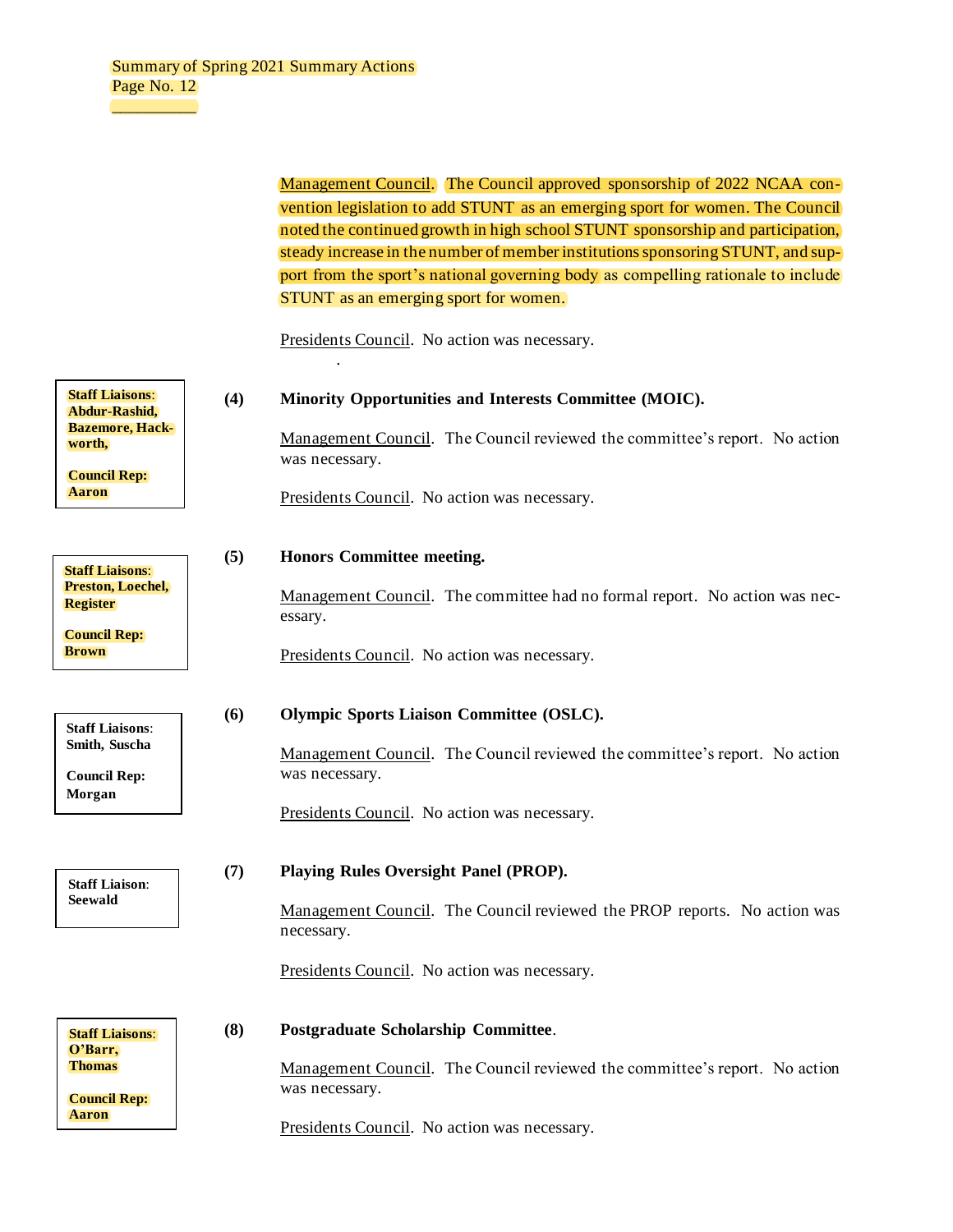Management Council. The Council approved sponsorship of 2022 NCAA convention legislation to add STUNT as an emerging sport for women. The Council noted the continued growth in high school STUNT sponsorship and participation, steady increase in the number of member institutions sponsoring STUNT, and support from the sport's national governing body as compelling rationale to include STUNT as an emerging sport for women.

Presidents Council. No action was necessary.

.

**Staff Liaisons**: **Abdur-Rashid, Bazemore, Hackworth,**

**Council Rep: Aaron**

**(4) Minority Opportunities and Interests Committee (MOIC).**

Management Council. The Council reviewed the committee's report. No action was necessary.

Presidents Council. No action was necessary.

**Staff Liaisons**: **Preston, Loechel, Register**

**Council Rep: Brown**

**(5) Honors Committee meeting.**

Management Council. The committee had no formal report. No action was necessary.

Presidents Council. No action was necessary.

**Staff Liaisons**: **Smith, Suscha**

**Council Rep: Morgan**

**(6) Olympic Sports Liaison Committee (OSLC).**

Management Council. The Council reviewed the committee's report. No action was necessary.

Presidents Council. No action was necessary.

**Staff Liaison**: **Seewald**

**(7) Playing Rules Oversight Panel (PROP).**

Management Council. The Council reviewed the PROP reports. No action was necessary.

Presidents Council. No action was necessary.

**Staff Liaisons**: **O'Barr, Thomas**

**Council Rep: Aaron**

**(8) Postgraduate Scholarship Committee**.

Management Council. The Council reviewed the committee's report. No action was necessary.

Presidents Council. No action was necessary.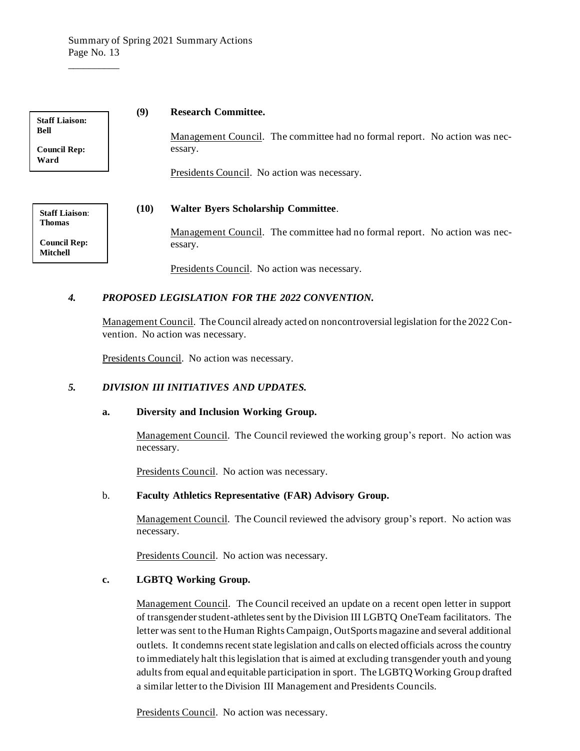**Staff Liaison: Bell**

**Council Rep: Ward**

**(9) Research Committee.**

Management Council. The committee had no formal report. No action was necessary.

Presidents Council. No action was necessary.

**Staff Liaison: Thomas**

**Council Rep: Mitchell**

**(10) Walter Byers Scholarship Committee.**

Management Council. The committee had no formal report. No action was necessary.

Presidents Council. No action was necessary.

## *4. PROPOSED LEGISLATION FOR THE 2022 CONVENTION.*

Management Council. The Council already acted on noncontroversial legislation for the 2022 Convention. No action was necessary.

Presidents Council. No action was necessary.

## *5. DIVISION III INITIATIVES AND UPDATES.*

**a. Diversity and Inclusion Working Group.**

Management Council. The Council reviewed the working group's report. No action was necessary.

Presidents Council. No action was necessary.

b. **Faculty Athletics Representative (FAR) Advisory Group.**

Management Council. The Council reviewed the advisory group's report. No action was necessary.

Presidents Council. No action was necessary.

**c. LGBTQ Working Group.**

Management Council. The Council received an update on a recent open letter in support of transgender student-athletes sent by the Division III LGBTQ OneTeam facilitators. The letter was sent to the Human Rights Campaign, OutSports magazine and several additional outlets. It condemns recent state legislation and calls on elected officials across the country to immediately halt this legislation that is aimed at excluding transgender youth and young adults from equal and equitable participation in sport. The LGBTQ Working Group drafted a similar letter to the Division III Management and Presidents Councils.

Presidents Council. No action was necessary.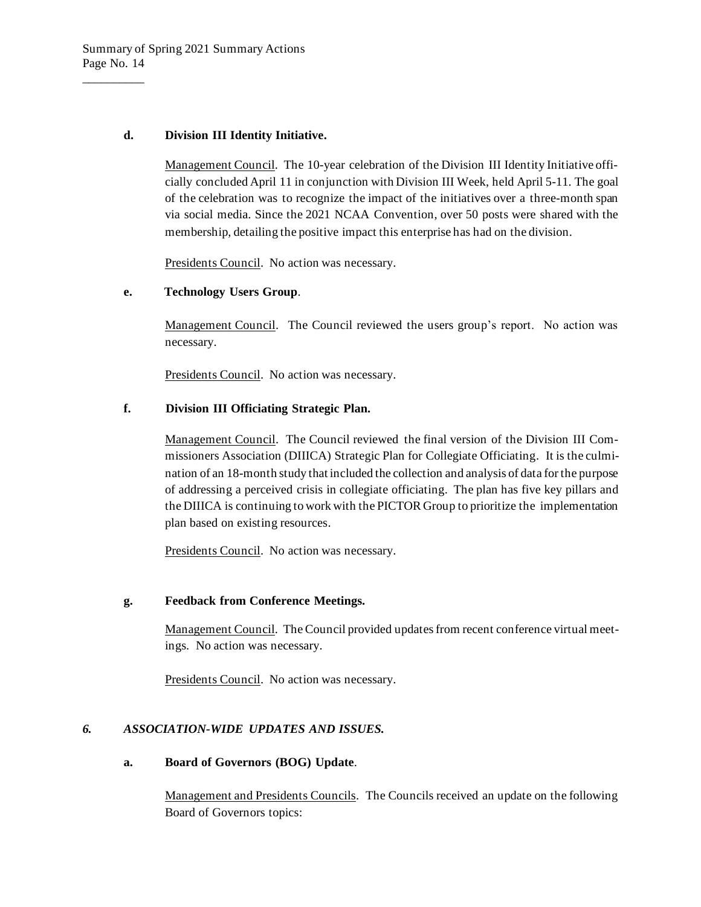**d. Division III Identity Initiative.**

Management Council. The 10-year celebration of the Division III Identity Initiative officially concluded April 11 in conjunction with Division III Week, held April 5-11. The goal of the celebration was to recognize the impact of the initiatives over a three-month span via social media. Since the 2021 NCAA Convention, over 50 posts were shared with the membership, detailing the positive impact this enterprise has had on the division.

Presidents Council. No action was necessary.

**e. Technology Users Group**.

Management Council. The Council reviewed the users group's report. No action was necessary.

Presidents Council. No action was necessary.

**f. Division III Officiating Strategic Plan.**

Management Council. The Council reviewed the final version of the Division III Commissioners Association (DIIICA) Strategic Plan for Collegiate Officiating. It is the culmination of an 18-month study that included the collection and analysis of data for the purpose of addressing a perceived crisis in collegiate officiating. The plan has five key pillars and the DIIICA is continuing to work with the PICTOR Group to prioritize the implementation plan based on existing resources.

Presidents Council. No action was necessary.

**g. Feedback from Conference Meetings.**

Management Council. The Council provided updates from recent conference virtual meetings. No action was necessary.

Presidents Council. No action was necessary.

***6. ASSOCIATION-WIDE UPDATES AND ISSUES.***

**a. Board of Governors (BOG) Update**.

Management and Presidents Councils. The Councils received an update on the following Board of Governors topics: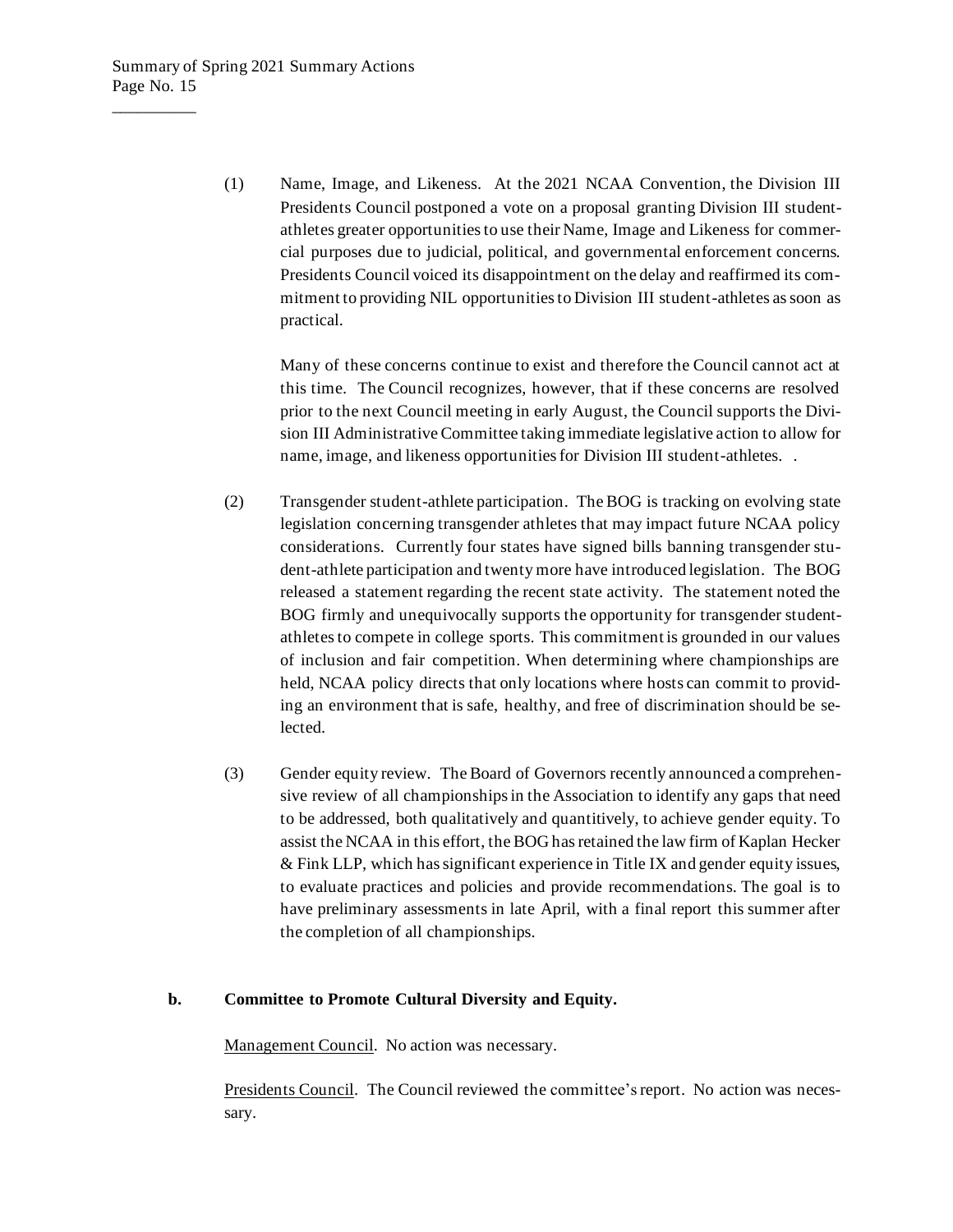(1) Name, Image, and Likeness. At the 2021 NCAA Convention, the Division III Presidents Council postponed a vote on a proposal granting Division III student-athletes greater opportunities to use their Name, Image and Likeness for commercial purposes due to judicial, political, and governmental enforcement concerns. Presidents Council voiced its disappointment on the delay and reaffirmed its commitment to providing NIL opportunities to Division III student-athletes as soon as practical.

Many of these concerns continue to exist and therefore the Council cannot act at this time. The Council recognizes, however, that if these concerns are resolved prior to the next Council meeting in early August, the Council supports the Division III Administrative Committee taking immediate legislative action to allow for name, image, and likeness opportunities for Division III student-athletes. .

(2) Transgender student-athlete participation. The BOG is tracking on evolving state legislation concerning transgender athletes that may impact future NCAA policy considerations. Currently four states have signed bills banning transgender student-athlete participation and twenty more have introduced legislation. The BOG released a statement regarding the recent state activity. The statement noted the BOG firmly and unequivocally supports the opportunity for transgender student-athletes to compete in college sports. This commitment is grounded in our values of inclusion and fair competition. When determining where championships are held, NCAA policy directs that only locations where hosts can commit to providing an environment that is safe, healthy, and free of discrimination should be selected.

(3) Gender equity review. The Board of Governors recently announced a comprehensive review of all championships in the Association to identify any gaps that need to be addressed, both qualitatively and quantitively, to achieve gender equity. To assist the NCAA in this effort, the BOG has retained the law firm of Kaplan Hecker & Fink LLP, which has significant experience in Title IX and gender equity issues, to evaluate practices and policies and provide recommendations. The goal is to have preliminary assessments in late April, with a final report this summer after the completion of all championships.

**b. Committee to Promote Cultural Diversity and Equity.**

Management Council. No action was necessary.

Presidents Council. The Council reviewed the committee's report. No action was necessary.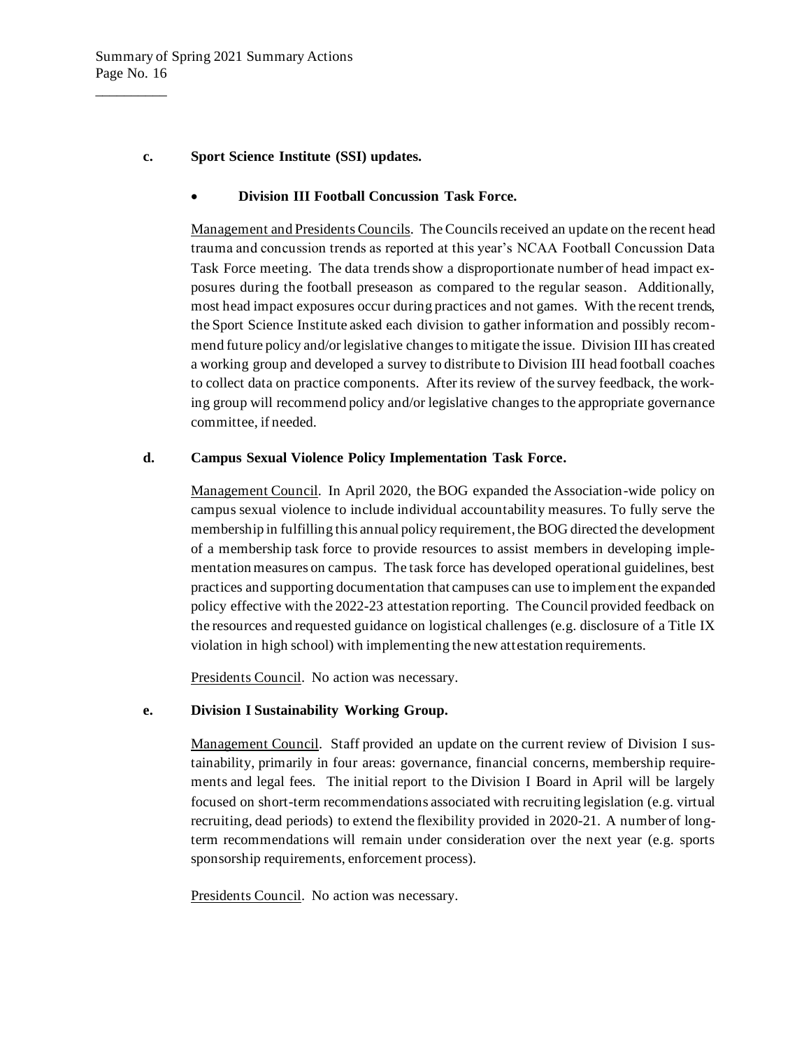**c. Sport Science Institute (SSI) updates.**

- **Division III Football Concussion Task Force.**

Management and Presidents Councils. The Councils received an update on the recent head trauma and concussion trends as reported at this year's NCAA Football Concussion Data Task Force meeting. The data trends show a disproportionate number of head impact exposures during the football preseason as compared to the regular season. Additionally, most head impact exposures occur during practices and not games. With the recent trends, the Sport Science Institute asked each division to gather information and possibly recommend future policy and/or legislative changes to mitigate the issue. Division III has created a working group and developed a survey to distribute to Division III head football coaches to collect data on practice components. After its review of the survey feedback, the working group will recommend policy and/or legislative changes to the appropriate governance committee, if needed.

**d. Campus Sexual Violence Policy Implementation Task Force.**

Management Council. In April 2020, the BOG expanded the Association-wide policy on campus sexual violence to include individual accountability measures. To fully serve the membership in fulfilling this annual policy requirement, the BOG directed the development of a membership task force to provide resources to assist members in developing implementation measures on campus. The task force has developed operational guidelines, best practices and supporting documentation that campuses can use to implement the expanded policy effective with the 2022-23 attestation reporting. The Council provided feedback on the resources and requested guidance on logistical challenges (e.g. disclosure of a Title IX violation in high school) with implementing the new attestation requirements.

Presidents Council. No action was necessary.

**e. Division I Sustainability Working Group.**

Management Council. Staff provided an update on the current review of Division I sustainability, primarily in four areas: governance, financial concerns, membership requirements and legal fees. The initial report to the Division I Board in April will be largely focused on short-term recommendations associated with recruiting legislation (e.g. virtual recruiting, dead periods) to extend the flexibility provided in 2020-21. A number of long-term recommendations will remain under consideration over the next year (e.g. sports sponsorship requirements, enforcement process).

Presidents Council. No action was necessary.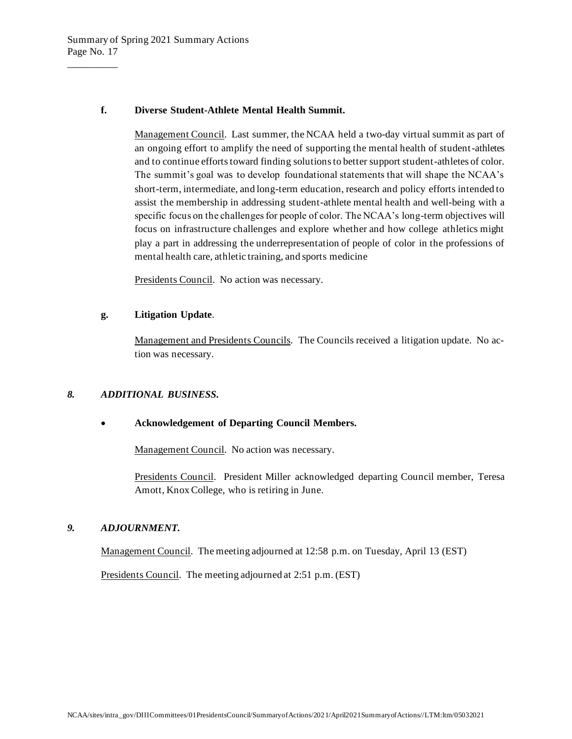**f. Diverse Student-Athlete Mental Health Summit.**

Management Council. Last summer, the NCAA held a two-day virtual summit as part of an ongoing effort to amplify the need of supporting the mental health of student-athletes and to continue efforts toward finding solutions to better support student-athletes of color. The summit's goal was to develop foundational statements that will shape the NCAA's short-term, intermediate, and long-term education, research and policy efforts intended to assist the membership in addressing student-athlete mental health and well-being with a specific focus on the challenges for people of color. The NCAA's long-term objectives will focus on infrastructure challenges and explore whether and how college athletics might play a part in addressing the underrepresentation of people of color in the professions of mental health care, athletic training, and sports medicine

Presidents Council. No action was necessary.

**g. Litigation Update**.

Management and Presidents Councils. The Councils received a litigation update. No action was necessary.

***8. ADDITIONAL BUSINESS.***

- **Acknowledgement of Departing Council Members.**

  Management Council. No action was necessary.

  Presidents Council. President Miller acknowledged departing Council member, Teresa Amott, Knox College, who is retiring in June.

***9. ADJOURNMENT.***

Management Council. The meeting adjourned at 12:58 p.m. on Tuesday, April 13 (EST)

Presidents Council. The meeting adjourned at 2:51 p.m. (EST)

NCAA/sites/intra_gov/DIIICommittees/01PresidentsCouncil/SummaryofActions/2021/April2021SummaryofActions//LTM:ltm/05032021